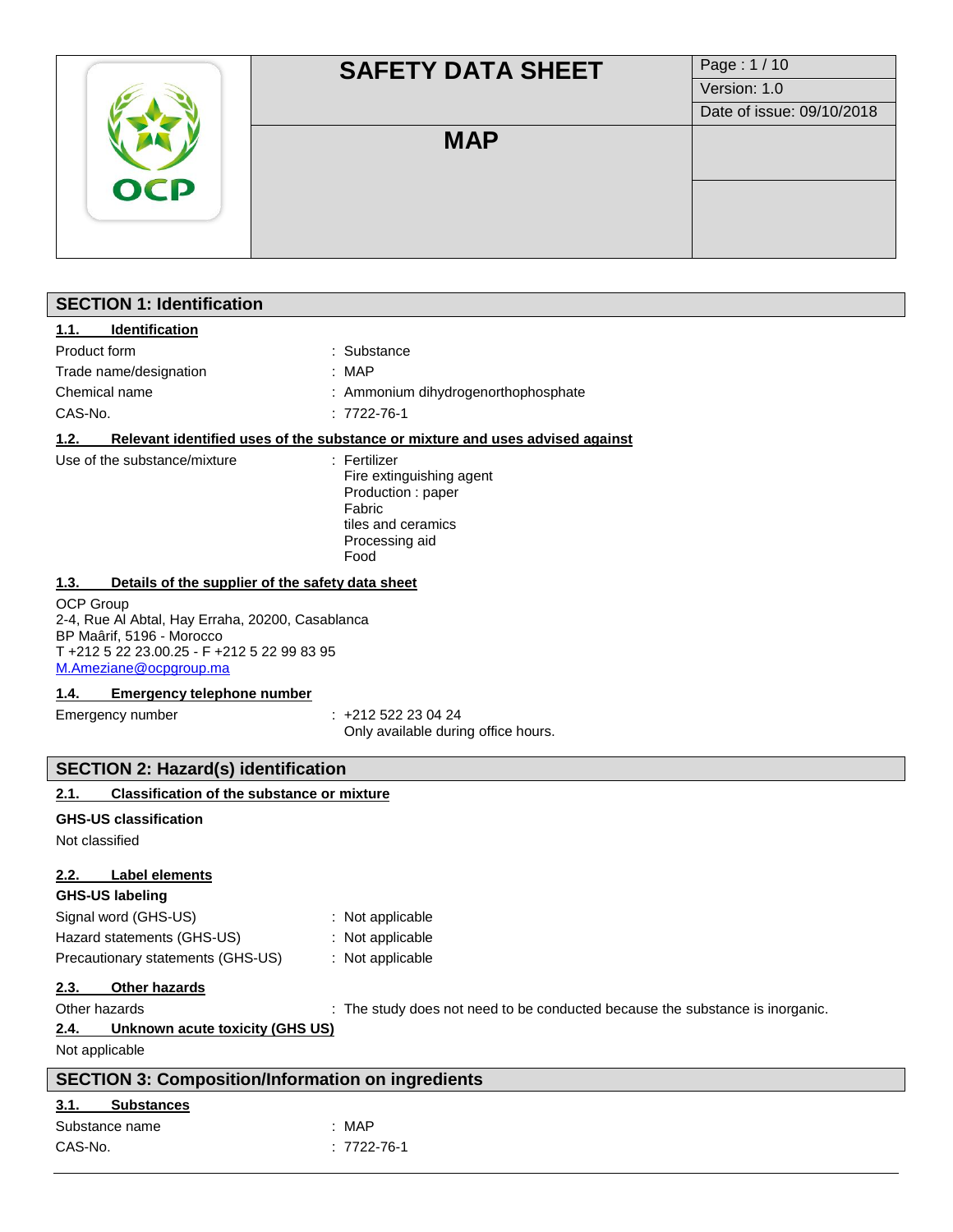# SAFETY DATA SHEET

**MAP**

Version: 1.0

Date of issue: 09/10/2018

## SECTION 1: Identification

### 1.1. Identification

| | |
|---|---|
| Product form | : Substance |
| Trade name/designation | : MAP |
| Chemical name | : Ammonium dihydrogenorthophosphate |
| CAS-No. | : 7722-76-1 |

### 1.2. Relevant identified uses of the substance or mixture and uses advised against

Use of the substance/mixture : Fertilizer
Fire extinguishing agent
Production : paper
Fabric
tiles and ceramics
Processing aid
Food

### 1.3. Details of the supplier of the safety data sheet

OCP Group
2-4, Rue Al Abtal, Hay Erraha, 20200, Casablanca
BP Maârif, 5196 - Morocco
T +212 5 22 23.00.25 - F +212 5 22 99 83 95
M.Ameziane@ocpgroup.ma

### 1.4. Emergency telephone number

Emergency number : +212 522 23 04 24
Only available during office hours.

## SECTION 2: Hazard(s) identification

### 2.1. Classification of the substance or mixture

**GHS-US classification**

Not classified

### 2.2. Label elements

**GHS-US labeling**

| | |
|---|---|
| Signal word (GHS-US) | : Not applicable |
| Hazard statements (GHS-US) | : Not applicable |
| Precautionary statements (GHS-US) | : Not applicable |

### 2.3. Other hazards

Other hazards : The study does not need to be conducted because the substance is inorganic.

### 2.4. Unknown acute toxicity (GHS US)

Not applicable

## SECTION 3: Composition/Information on ingredients

### 3.1. Substances

| | |
|---|---|
| Substance name | : MAP |
| CAS-No. | : 7722-76-1 |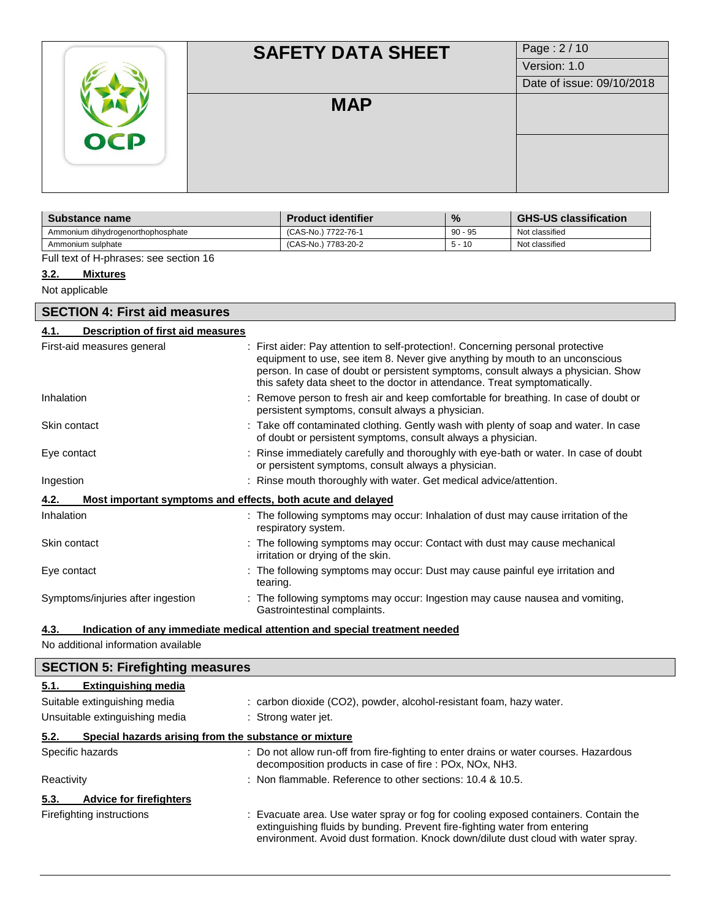| Substance name | Product identifier | % | GHS-US classification |
|---|---|---|---|
| Ammonium dihydrogenorthophosphate | (CAS-No.) 7722-76-1 | 90 - 95 | Not classified |
| Ammonium sulphate | (CAS-No.) 7783-20-2 | 5 - 10 | Not classified |

Full text of H-phrases: see section 16

### 3.2. Mixtures

Not applicable

## SECTION 4: First aid measures

### 4.1. Description of first aid measures

First-aid measures general : First aider: Pay attention to self-protection!. Concerning personal protective equipment to use, see item 8. Never give anything by mouth to an unconscious person. In case of doubt or persistent symptoms, consult always a physician. Show this safety data sheet to the doctor in attendance. Treat symptomatically.

Inhalation : Remove person to fresh air and keep comfortable for breathing. In case of doubt or persistent symptoms, consult always a physician.

Skin contact : Take off contaminated clothing. Gently wash with plenty of soap and water. In case of doubt or persistent symptoms, consult always a physician.

Eye contact : Rinse immediately carefully and thoroughly with eye-bath or water. In case of doubt or persistent symptoms, consult always a physician.

Ingestion : Rinse mouth thoroughly with water. Get medical advice/attention.

### 4.2. Most important symptoms and effects, both acute and delayed

Inhalation : The following symptoms may occur: Inhalation of dust may cause irritation of the respiratory system.

Skin contact : The following symptoms may occur: Contact with dust may cause mechanical irritation or drying of the skin.

Eye contact : The following symptoms may occur: Dust may cause painful eye irritation and tearing.

Symptoms/injuries after ingestion : The following symptoms may occur: Ingestion may cause nausea and vomiting, Gastrointestinal complaints.

### 4.3. Indication of any immediate medical attention and special treatment needed

No additional information available

## SECTION 5: Firefighting measures

### 5.1. Extinguishing media

Suitable extinguishing media : carbon dioxide ($CO_2$), powder, alcohol-resistant foam, hazy water.

Unsuitable extinguishing media : Strong water jet.

### 5.2. Special hazards arising from the substance or mixture

Specific hazards : Do not allow run-off from fire-fighting to enter drains or water courses. Hazardous decomposition products in case of fire : POx, NOx, $NH_3$.

Reactivity : Non flammable. Reference to other sections: 10.4 & 10.5.

### 5.3. Advice for firefighters

Firefighting instructions : Evacuate area. Use water spray or fog for cooling exposed containers. Contain the extinguishing fluids by bunding. Prevent fire-fighting water from entering environment. Avoid dust formation. Knock down/dilute dust cloud with water spray.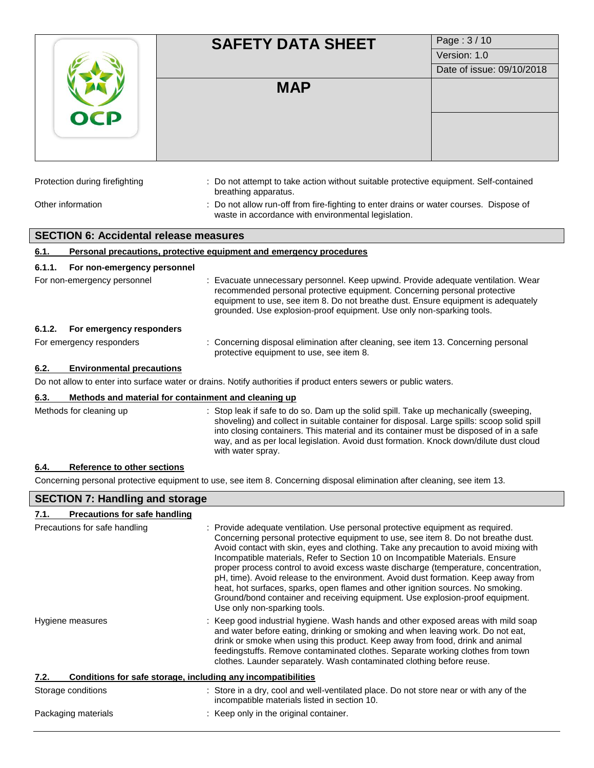Protection during firefighting : Do not attempt to take action without suitable protective equipment. Self-contained breathing apparatus.

Other information : Do not allow run-off from fire-fighting to enter drains or water courses. Dispose of waste in accordance with environmental legislation.

## SECTION 6: Accidental release measures

### 6.1. Personal precautions, protective equipment and emergency procedures

#### 6.1.1. For non-emergency personnel

For non-emergency personnel : Evacuate unnecessary personnel. Keep upwind. Provide adequate ventilation. Wear recommended personal protective equipment. Concerning personal protective equipment to use, see item 8. Do not breathe dust. Ensure equipment is adequately grounded. Use explosion-proof equipment. Use only non-sparking tools.

#### 6.1.2. For emergency responders

For emergency responders : Concerning disposal elimination after cleaning, see item 13. Concerning personal protective equipment to use, see item 8.

### 6.2. Environmental precautions

Do not allow to enter into surface water or drains. Notify authorities if product enters sewers or public waters.

### 6.3. Methods and material for containment and cleaning up

Methods for cleaning up : Stop leak if safe to do so. Dam up the solid spill. Take up mechanically (sweeping, shoveling) and collect in suitable container for disposal. Large spills: scoop solid spill into closing containers. This material and its container must be disposed of in a safe way, and as per local legislation. Avoid dust formation. Knock down/dilute dust cloud with water spray.

### 6.4. Reference to other sections

Concerning personal protective equipment to use, see item 8. Concerning disposal elimination after cleaning, see item 13.

## SECTION 7: Handling and storage

### 7.1. Precautions for safe handling

Precautions for safe handling : Provide adequate ventilation. Use personal protective equipment as required. Concerning personal protective equipment to use, see item 8. Do not breathe dust. Avoid contact with skin, eyes and clothing. Take any precaution to avoid mixing with Incompatible materials, Refer to Section 10 on Incompatible Materials. Ensure proper process control to avoid excess waste discharge (temperature, concentration, pH, time). Avoid release to the environment. Avoid dust formation. Keep away from heat, hot surfaces, sparks, open flames and other ignition sources. No smoking. Ground/bond container and receiving equipment. Use explosion-proof equipment. Use only non-sparking tools.

Hygiene measures : Keep good industrial hygiene. Wash hands and other exposed areas with mild soap and water before eating, drinking or smoking and when leaving work. Do not eat, drink or smoke when using this product. Keep away from food, drink and animal feedingstuffs. Remove contaminated clothes. Separate working clothes from town clothes. Launder separately. Wash contaminated clothing before reuse.

### 7.2. Conditions for safe storage, including any incompatibilities

Storage conditions : Store in a dry, cool and well-ventilated place. Do not store near or with any of the incompatible materials listed in section 10.

Packaging materials : Keep only in the original container.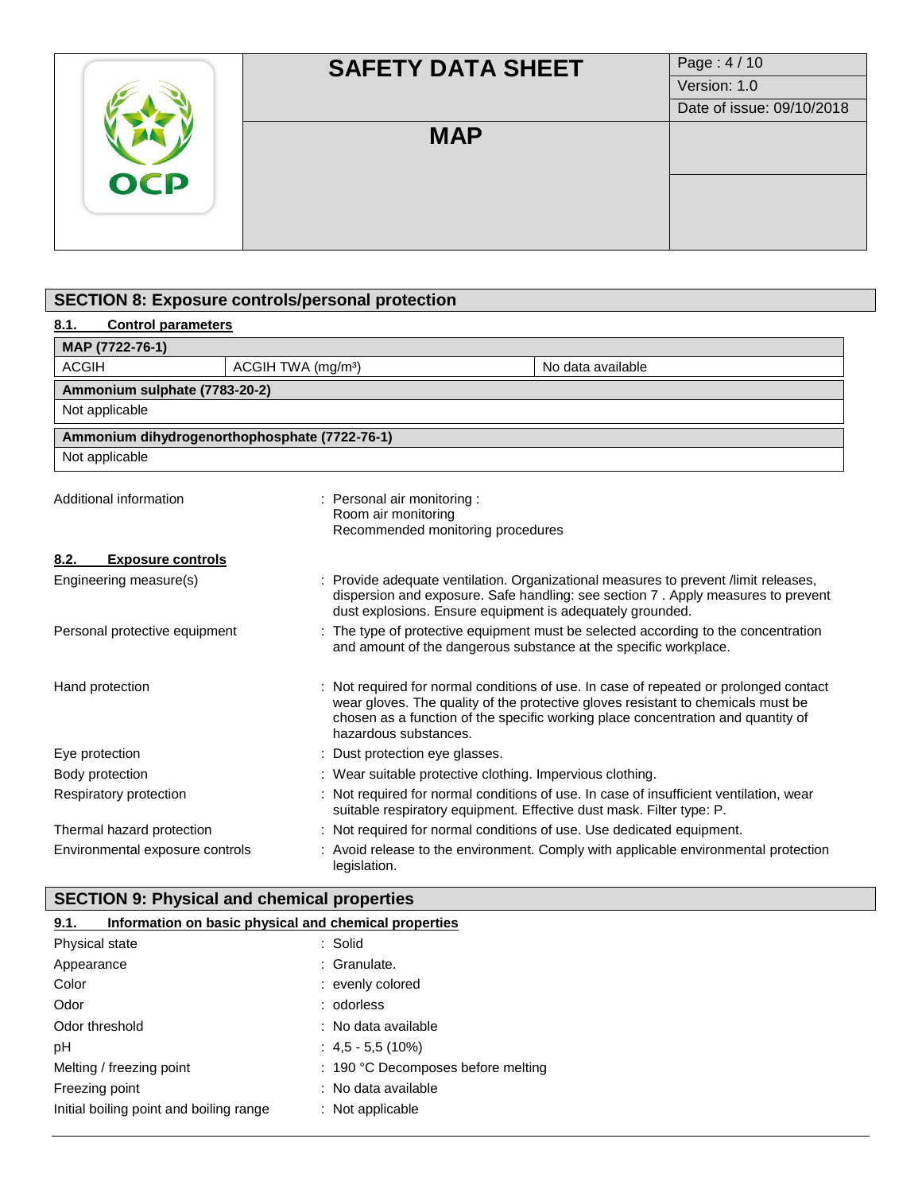## SECTION 8: Exposure controls/personal protection

### 8.1. Control parameters

| MAP (7722-76-1) | | |
|---|---|---|
| ACGIH | ACGIH TWA (mg/m³) | No data available |

| Ammonium sulphate (7783-20-2) |
|---|
| Not applicable |

| Ammonium dihydrogenorthophosphate (7722-76-1) |
|---|
| Not applicable |

Additional information : Personal air monitoring :
Room air monitoring
Recommended monitoring procedures

### 8.2. Exposure controls

Engineering measure(s) : Provide adequate ventilation. Organizational measures to prevent /limit releases, dispersion and exposure. Safe handling: see section 7 . Apply measures to prevent dust explosions. Ensure equipment is adequately grounded.

Personal protective equipment : The type of protective equipment must be selected according to the concentration and amount of the dangerous substance at the specific workplace.

Hand protection : Not required for normal conditions of use. In case of repeated or prolonged contact wear gloves. The quality of the protective gloves resistant to chemicals must be chosen as a function of the specific working place concentration and quantity of hazardous substances.

Eye protection : Dust protection eye glasses.

Body protection : Wear suitable protective clothing. Impervious clothing.

Respiratory protection : Not required for normal conditions of use. In case of insufficient ventilation, wear suitable respiratory equipment. Effective dust mask. Filter type: P.

Thermal hazard protection : Not required for normal conditions of use. Use dedicated equipment.

Environmental exposure controls : Avoid release to the environment. Comply with applicable environmental protection legislation.

## SECTION 9: Physical and chemical properties

### 9.1. Information on basic physical and chemical properties

Physical state : Solid

Appearance : Granulate.

Color : evenly colored

Odor : odorless

Odor threshold : No data available

pH : 4,5 - 5,5 (10%)

Melting / freezing point : 190 °C Decomposes before melting

Freezing point : No data available

Initial boiling point and boiling range : Not applicable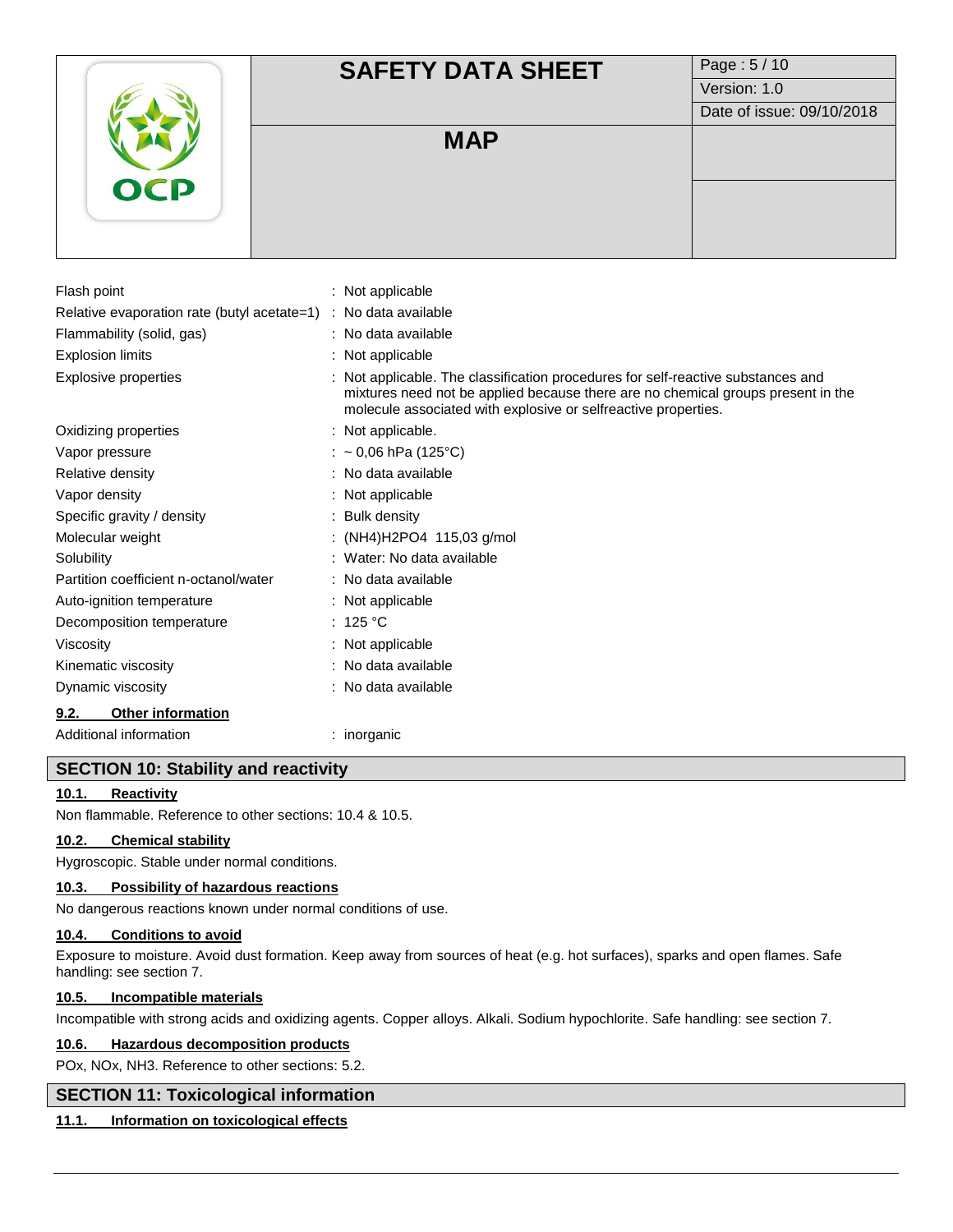| | |
|---|---|
| Flash point | : Not applicable |
| Relative evaporation rate (butyl acetate=1) | : No data available |
| Flammability (solid, gas) | : No data available |
| Explosion limits | : Not applicable |
| Explosive properties | : Not applicable. The classification procedures for self-reactive substances and mixtures need not be applied because there are no chemical groups present in the molecule associated with explosive or selfreactive properties. |
| Oxidizing properties | : Not applicable. |
| Vapor pressure | : ~ 0,06 hPa (125°C) |
| Relative density | : No data available |
| Vapor density | : Not applicable |
| Specific gravity / density | : Bulk density |
| Molecular weight | : $(NH_4)H_2PO_4$ 115,03 g/mol |
| Solubility | : Water: No data available |
| Partition coefficient n-octanol/water | : No data available |
| Auto-ignition temperature | : Not applicable |
| Decomposition temperature | : 125 °C |
| Viscosity | : Not applicable |
| Kinematic viscosity | : No data available |
| Dynamic viscosity | : No data available |

### 9.2. Other information

| | |
|---|---|
| Additional information | : inorganic |

## SECTION 10: Stability and reactivity

### 10.1. Reactivity

Non flammable. Reference to other sections: 10.4 & 10.5.

### 10.2. Chemical stability

Hygroscopic. Stable under normal conditions.

### 10.3. Possibility of hazardous reactions

No dangerous reactions known under normal conditions of use.

### 10.4. Conditions to avoid

Exposure to moisture. Avoid dust formation. Keep away from sources of heat (e.g. hot surfaces), sparks and open flames. Safe handling: see section 7.

### 10.5. Incompatible materials

Incompatible with strong acids and oxidizing agents. Copper alloys. Alkali. Sodium hypochlorite. Safe handling: see section 7.

### 10.6. Hazardous decomposition products

POx, NOx, $NH_3$. Reference to other sections: 5.2.

## SECTION 11: Toxicological information

### 11.1. Information on toxicological effects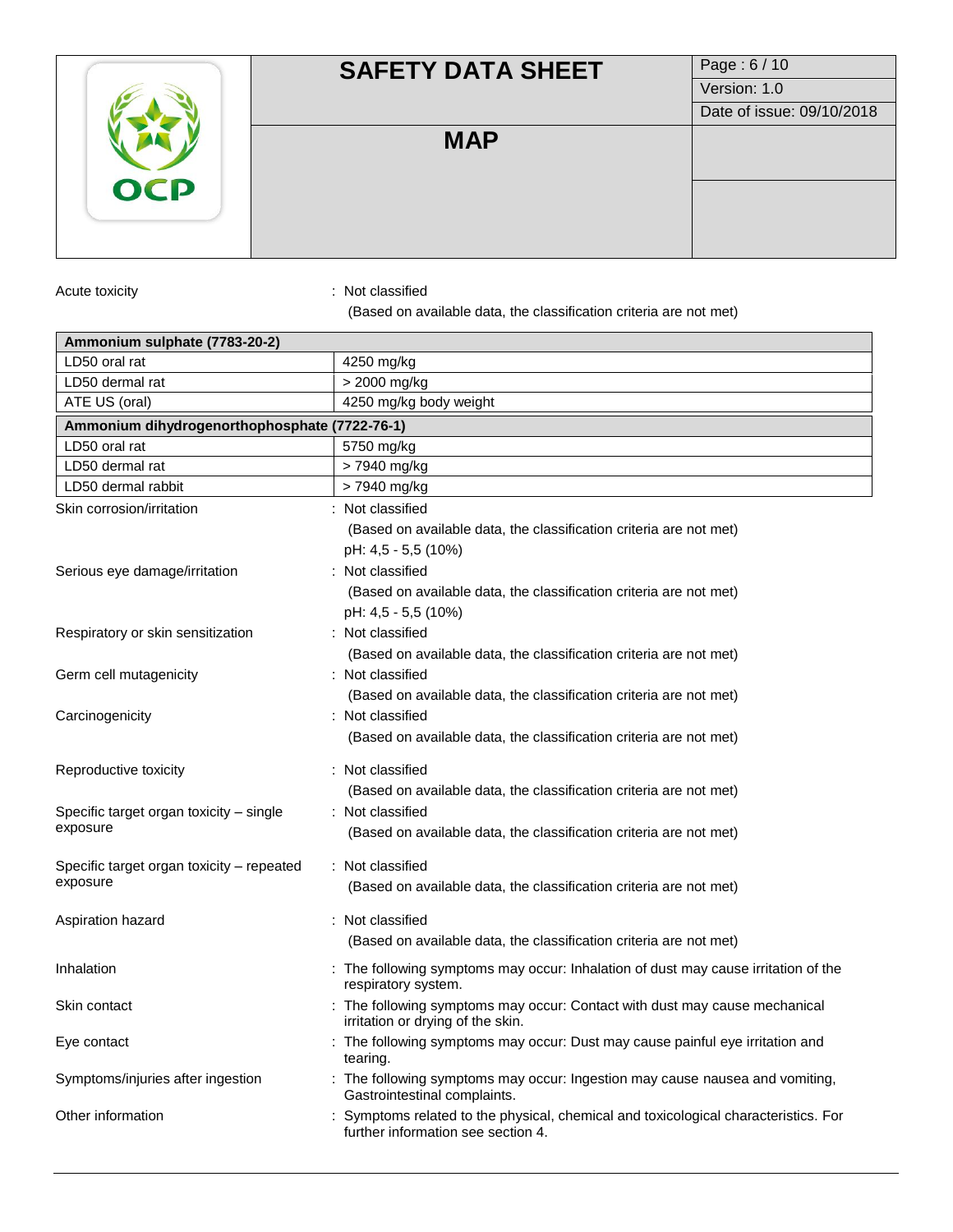Acute toxicity : Not classified
(Based on available data, the classification criteria are not met)

| Ammonium sulphate (7783-20-2) | |
|---|---|
| LD50 oral rat | 4250 mg/kg |
| LD50 dermal rat | > 2000 mg/kg |
| ATE US (oral) | 4250 mg/kg body weight |
| **Ammonium dihydrogenorthophosphate (7722-76-1)** | |
| LD50 oral rat | 5750 mg/kg |
| LD50 dermal rat | > 7940 mg/kg |
| LD50 dermal rabbit | > 7940 mg/kg |

Skin corrosion/irritation : Not classified
(Based on available data, the classification criteria are not met)
pH: 4,5 - 5,5 (10%)

Serious eye damage/irritation : Not classified
(Based on available data, the classification criteria are not met)
pH: 4,5 - 5,5 (10%)

Respiratory or skin sensitization : Not classified
(Based on available data, the classification criteria are not met)

Germ cell mutagenicity : Not classified
(Based on available data, the classification criteria are not met)

Carcinogenicity : Not classified
(Based on available data, the classification criteria are not met)

Reproductive toxicity : Not classified
(Based on available data, the classification criteria are not met)

Specific target organ toxicity – single exposure : Not classified
(Based on available data, the classification criteria are not met)

Specific target organ toxicity – repeated exposure : Not classified
(Based on available data, the classification criteria are not met)

Aspiration hazard : Not classified
(Based on available data, the classification criteria are not met)

Inhalation : The following symptoms may occur: Inhalation of dust may cause irritation of the respiratory system.

Skin contact : The following symptoms may occur: Contact with dust may cause mechanical irritation or drying of the skin.

Eye contact : The following symptoms may occur: Dust may cause painful eye irritation and tearing.

Symptoms/injuries after ingestion : The following symptoms may occur: Ingestion may cause nausea and vomiting, Gastrointestinal complaints.

Other information : Symptoms related to the physical, chemical and toxicological characteristics. For further information see section 4.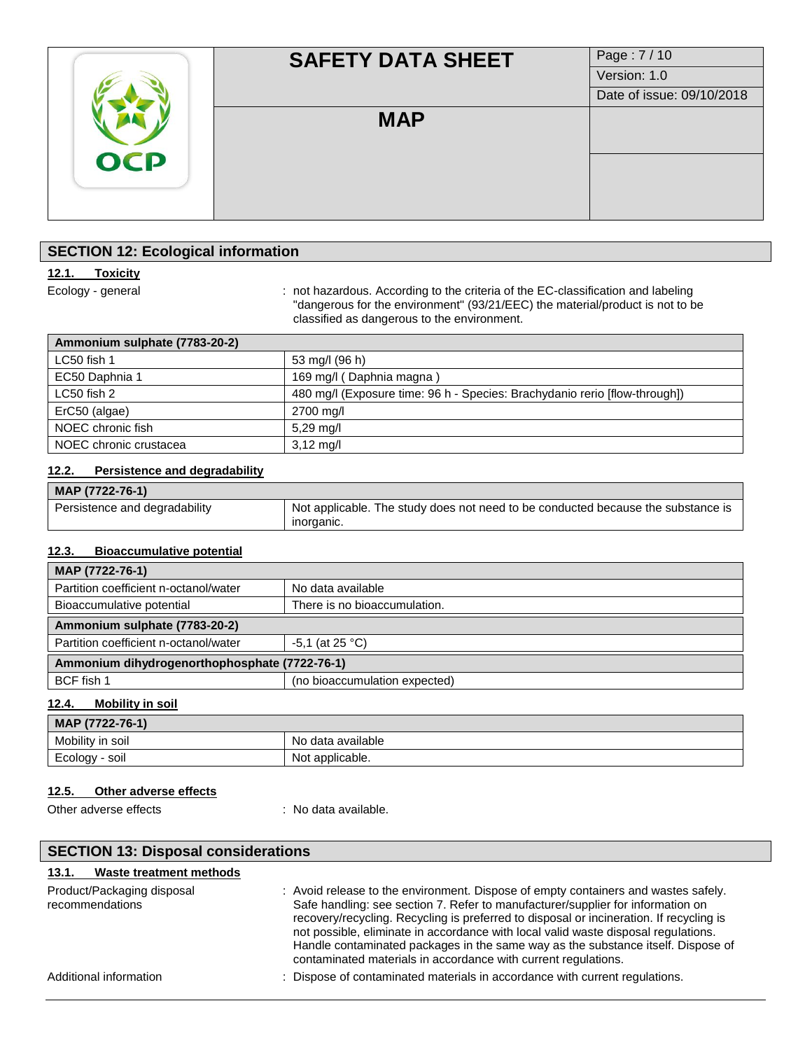## SECTION 12: Ecological information

### 12.1. Toxicity

Ecology - general : not hazardous. According to the criteria of the EC-classification and labeling "dangerous for the environment" (93/21/EEC) the material/product is not to be classified as dangerous to the environment.

| Ammonium sulphate (7783-20-2) | |
|---|---|
| LC50 fish 1 | 53 mg/l (96 h) |
| EC50 Daphnia 1 | 169 mg/l ( Daphnia magna ) |
| LC50 fish 2 | 480 mg/l (Exposure time: 96 h - Species: Brachydanio rerio [flow-through]) |
| ErC50 (algae) | 2700 mg/l |
| NOEC chronic fish | 5,29 mg/l |
| NOEC chronic crustacea | 3,12 mg/l |

### 12.2. Persistence and degradability

| MAP (7722-76-1) | |
|---|---|
| Persistence and degradability | Not applicable. The study does not need to be conducted because the substance is inorganic. |

### 12.3. Bioaccumulative potential

| MAP (7722-76-1) | |
|---|---|
| Partition coefficient n-octanol/water | No data available |
| Bioaccumulative potential | There is no bioaccumulation. |
| **Ammonium sulphate (7783-20-2)** | |
| Partition coefficient n-octanol/water | -5,1 (at 25 °C) |
| **Ammonium dihydrogenorthophosphate (7722-76-1)** | |
| BCF fish 1 | (no bioaccumulation expected) |

### 12.4. Mobility in soil

| MAP (7722-76-1) | |
|---|---|
| Mobility in soil | No data available |
| Ecology - soil | Not applicable. |

### 12.5. Other adverse effects

Other adverse effects : No data available.

## SECTION 13: Disposal considerations

### 13.1. Waste treatment methods

Product/Packaging disposal recommendations : Avoid release to the environment. Dispose of empty containers and wastes safely. Safe handling: see section 7. Refer to manufacturer/supplier for information on recovery/recycling. Recycling is preferred to disposal or incineration. If recycling is not possible, eliminate in accordance with local valid waste disposal regulations. Handle contaminated packages in the same way as the substance itself. Dispose of contaminated materials in accordance with current regulations.

Additional information : Dispose of contaminated materials in accordance with current regulations.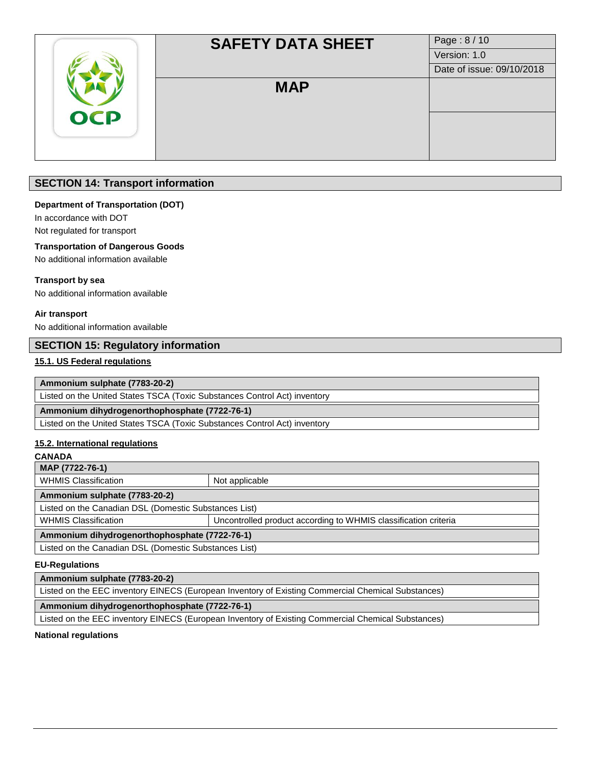## SECTION 14: Transport information

**Department of Transportation (DOT)**

In accordance with DOT

Not regulated for transport

**Transportation of Dangerous Goods**

No additional information available

**Transport by sea**

No additional information available

**Air transport**

No additional information available

## SECTION 15: Regulatory information

### 15.1. US Federal regulations

| Ammonium sulphate (7783-20-2) |
|---|
| Listed on the United States TSCA (Toxic Substances Control Act) inventory |

| Ammonium dihydrogenorthophosphate (7722-76-1) |
|---|
| Listed on the United States TSCA (Toxic Substances Control Act) inventory |

### 15.2. International regulations

**CANADA**

| MAP (7722-76-1) | |
|---|---|
| WHMIS Classification | Not applicable |

| Ammonium sulphate (7783-20-2) | |
|---|---|
| Listed on the Canadian DSL (Domestic Substances List) | |
| WHMIS Classification | Uncontrolled product according to WHMIS classification criteria |

| Ammonium dihydrogenorthophosphate (7722-76-1) |
|---|
| Listed on the Canadian DSL (Domestic Substances List) |

**EU-Regulations**

| Ammonium sulphate (7783-20-2) |
|---|
| Listed on the EEC inventory EINECS (European Inventory of Existing Commercial Chemical Substances) |

| Ammonium dihydrogenorthophosphate (7722-76-1) |
|---|
| Listed on the EEC inventory EINECS (European Inventory of Existing Commercial Chemical Substances) |

**National regulations**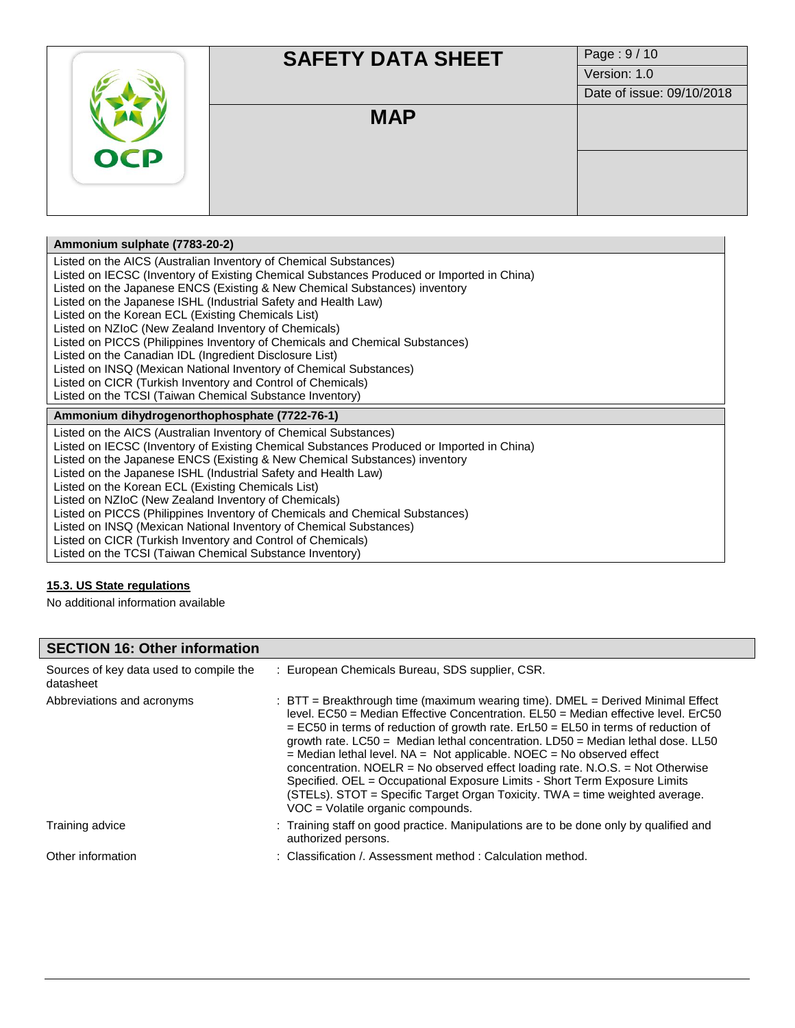| Ammonium sulphate (7783-20-2) |
|---|
| Listed on the AICS (Australian Inventory of Chemical Substances)<br>Listed on IECSC (Inventory of Existing Chemical Substances Produced or Imported in China)<br>Listed on the Japanese ENCS (Existing & New Chemical Substances) inventory<br>Listed on the Japanese ISHL (Industrial Safety and Health Law)<br>Listed on the Korean ECL (Existing Chemicals List)<br>Listed on NZIoC (New Zealand Inventory of Chemicals)<br>Listed on PICCS (Philippines Inventory of Chemicals and Chemical Substances)<br>Listed on the Canadian IDL (Ingredient Disclosure List)<br>Listed on INSQ (Mexican National Inventory of Chemical Substances)<br>Listed on CICR (Turkish Inventory and Control of Chemicals)<br>Listed on the TCSI (Taiwan Chemical Substance Inventory) |
| **Ammonium dihydrogenorthophosphate (7722-76-1)** |
| Listed on the AICS (Australian Inventory of Chemical Substances)<br>Listed on IECSC (Inventory of Existing Chemical Substances Produced or Imported in China)<br>Listed on the Japanese ENCS (Existing & New Chemical Substances) inventory<br>Listed on the Japanese ISHL (Industrial Safety and Health Law)<br>Listed on the Korean ECL (Existing Chemicals List)<br>Listed on NZIoC (New Zealand Inventory of Chemicals)<br>Listed on PICCS (Philippines Inventory of Chemicals and Chemical Substances)<br>Listed on INSQ (Mexican National Inventory of Chemical Substances)<br>Listed on CICR (Turkish Inventory and Control of Chemicals)<br>Listed on the TCSI (Taiwan Chemical Substance Inventory) |

### 15.3. US State regulations

No additional information available

## SECTION 16: Other information

| | |
|---|---|
| Sources of key data used to compile the datasheet | : European Chemicals Bureau, SDS supplier, CSR. |
| Abbreviations and acronyms | : BTT = Breakthrough time (maximum wearing time). DMEL = Derived Minimal Effect level. EC50 = Median Effective Concentration. EL50 = Median effective level. ErC50 = EC50 in terms of reduction of growth rate. ErL50 = EL50 in terms of reduction of growth rate. LC50 = Median lethal concentration. LD50 = Median lethal dose. LL50 = Median lethal level. NA = Not applicable. NOEC = No observed effect concentration. NOELR = No observed effect loading rate. N.O.S. = Not Otherwise Specified. OEL = Occupational Exposure Limits - Short Term Exposure Limits (STELs). STOT = Specific Target Organ Toxicity. TWA = time weighted average. VOC = Volatile organic compounds. |
| Training advice | : Training staff on good practice. Manipulations are to be done only by qualified and authorized persons. |
| Other information | : Classification /. Assessment method : Calculation method. |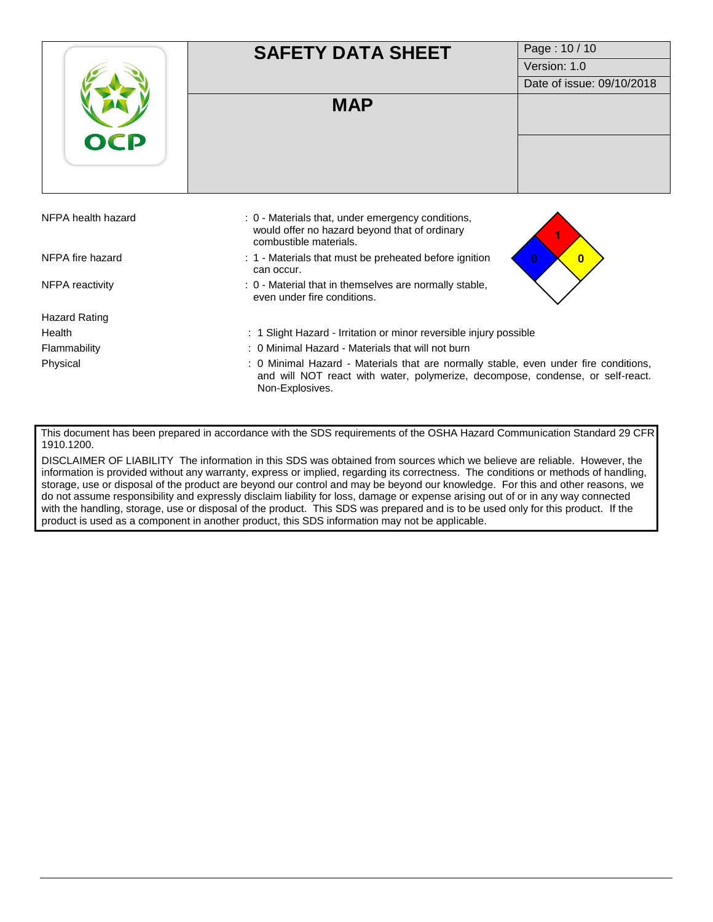NFPA health hazard : 0 - Materials that, under emergency conditions, would offer no hazard beyond that of ordinary combustible materials.

NFPA fire hazard : 1 - Materials that must be preheated before ignition can occur.

NFPA reactivity : 0 - Material that in themselves are normally stable, even under fire conditions.

Hazard Rating

Health : 1 Slight Hazard - Irritation or minor reversible injury possible

Flammability : 0 Minimal Hazard - Materials that will not burn

Physical : 0 Minimal Hazard - Materials that are normally stable, even under fire conditions, and will NOT react with water, polymerize, decompose, condense, or self-react. Non-Explosives.

This document has been prepared in accordance with the SDS requirements of the OSHA Hazard Communication Standard 29 CFR 1910.1200.

DISCLAIMER OF LIABILITY The information in this SDS was obtained from sources which we believe are reliable. However, the information is provided without any warranty, express or implied, regarding its correctness. The conditions or methods of handling, storage, use or disposal of the product are beyond our control and may be beyond our knowledge. For this and other reasons, we do not assume responsibility and expressly disclaim liability for loss, damage or expense arising out of or in any way connected with the handling, storage, use or disposal of the product. This SDS was prepared and is to be used only for this product. If the product is used as a component in another product, this SDS information may not be applicable.